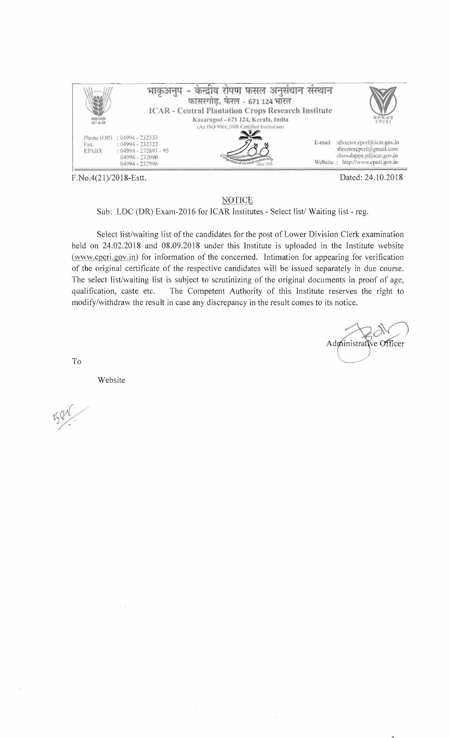भाकृअनुप - केन्द्रीय रोपण फसल अनुसंधान संस्थान
कासरगोड़, केरल - 671 124 भारत
ICAR - Central Plantation Crops Research Institute
Kasaragod - 671 124, Kerala, India
(An ISO 9001:2008 Certified Institution)

Phone (Off) : 04994 - 232333
Fax : 04994 - 232322
EPABX : 04994 - 232893 - 95
04994 - 232090
04994 - 232996

E-mail :director.cpcri@icar.gov.in
directorcpcri@gmail.com
chowdappa.p@icar.gov.in
Website : http://www.cpcri.gov.in

F.No.4(21)/2018-Estt. Dated: 24.10.2018

## NOTICE

Sub: LDC (DR) Exam-2016 for ICAR Institutes - Select list/ Waiting list - reg.

Select list/waiting list of the candidates for the post of Lower Division Clerk examination held on 24.02.2018 and 08.09.2018 under this Institute is uploaded in the Institute website (www.cpcri.gov.in) for information of the concerned. Intimation for appearing for verification of the original certificate of the respective candidates will be issued separately in due course. The select list/waiting list is subject to scrutinizing of the original documents in proof of age, qualification, caste etc. The Competent Authority of this Institute reserves the right to modify/withdraw the result in case any discrepancy in the result comes to its notice.

Administrative Officer

To

Website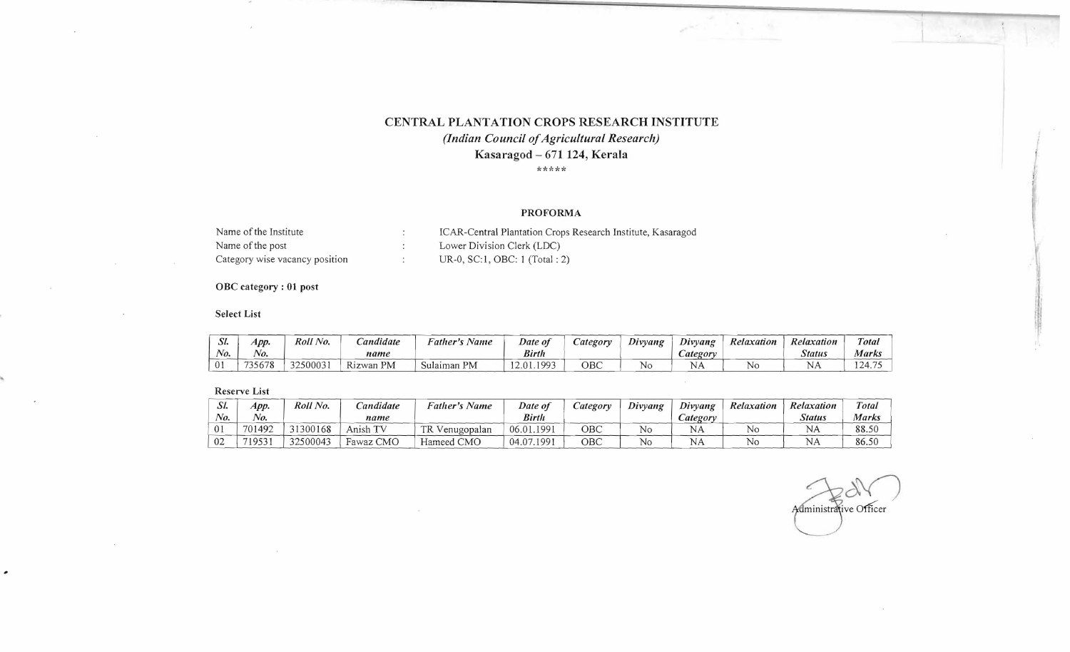**CENTRAL PLANTATION CROPS RESEARCH INSTITUTE**

*(Indian Council of Agricultural Research)*

**Kasaragod – 671 124, Kerala**

\*\*\*\*\*

**PROFORMA**

| | | |
|---|---|---|
| Name of the Institute | : | ICAR-Central Plantation Crops Research Institute, Kasaragod |
| Name of the post | : | Lower Division Clerk (LDC) |
| Category wise vacancy position | : | UR-0, SC:1, OBC: 1 (Total : 2) |

**OBC category : 01 post**

**Select List**

| Sl. No. | App. No. | Roll No. | Candidate name | Father's Name | Date of Birth | Category | Divyang | Divyang Category | Relaxation | Relaxation Status | Total Marks |
|---|---|---|---|---|---|---|---|---|---|---|---|
| 01 | 735678 | 32500031 | Rizwan PM | Sulaiman PM | 12.01.1993 | OBC | No | NA | No | NA | 124.75 |

**Reserve List**

| Sl. No. | App. No. | Roll No. | Candidate name | Father's Name | Date of Birth | Category | Divyang | Divyang Category | Relaxation | Relaxation Status | Total Marks |
|---|---|---|---|---|---|---|---|---|---|---|---|
| 01 | 701492 | 31300168 | Anish TV | TR Venugopalan | 06.01.1991 | OBC | No | NA | No | NA | 88.50 |
| 02 | 719531 | 32500043 | Fawaz CMO | Hameed CMO | 04.07.1991 | OBC | No | NA | No | NA | 86.50 |

Administrative Officer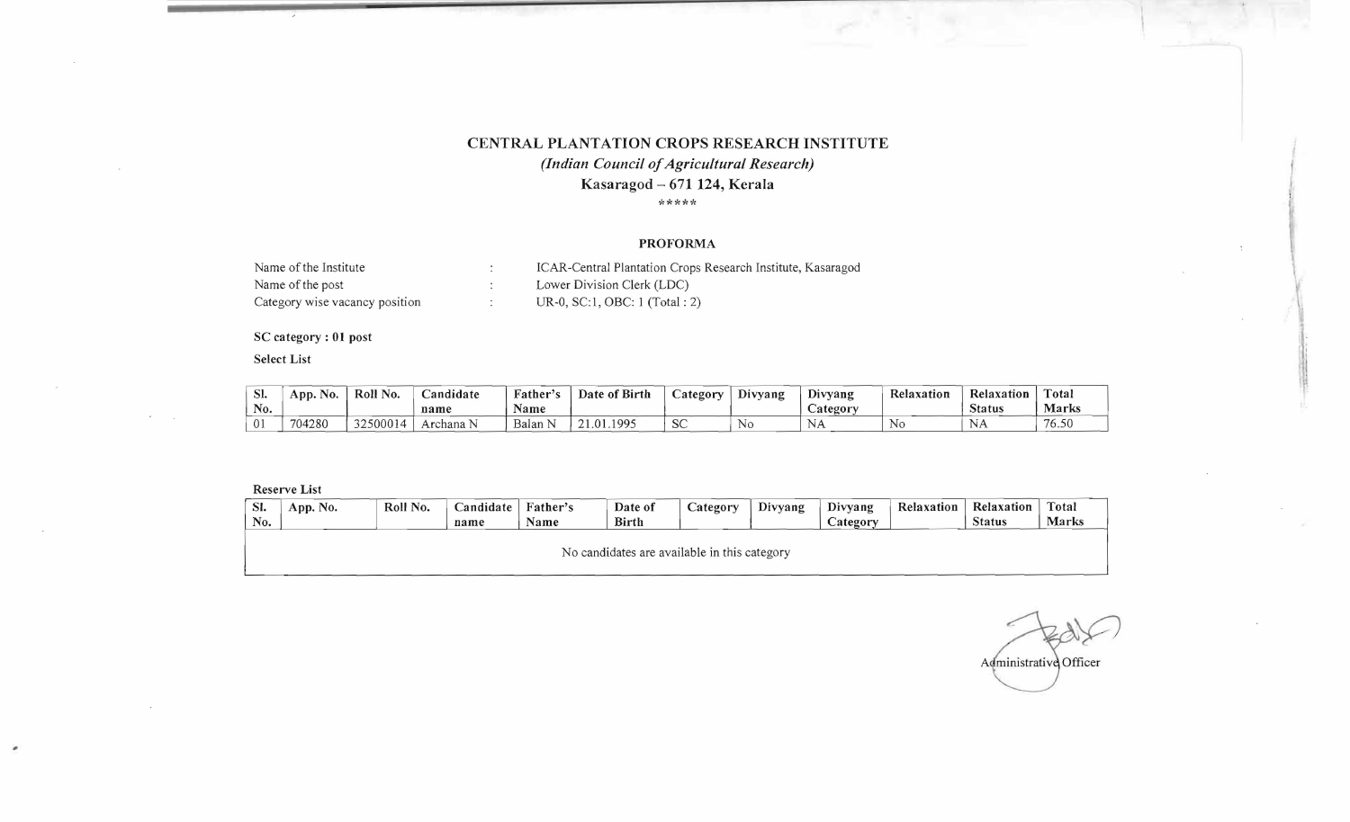# CENTRAL PLANTATION CROPS RESEARCH INSTITUTE

*(Indian Council of Agricultural Research)*

**Kasaragod – 671 124, Kerala**

\*\*\*\*\*

**PROFORMA**

| | | |
|---|---|---|
| Name of the Institute | : | ICAR-Central Plantation Crops Research Institute, Kasaragod |
| Name of the post | : | Lower Division Clerk (LDC) |
| Category wise vacancy position | : | UR-0, SC:1, OBC: 1 (Total : 2) |

**SC category : 01 post**

**Select List**

| Sl. No. | App. No. | Roll No. | Candidate name | Father's Name | Date of Birth | Category | Divyang | Divyang Category | Relaxation | Relaxation Status | Total Marks |
|---|---|---|---|---|---|---|---|---|---|---|---|
| 01 | 704280 | 32500014 | Archana N | Balan N | 21.01.1995 | SC | No | NA | No | NA | 76.50 |

**Reserve List**

| Sl. No. | App. No. | Roll No. | Candidate name | Father's Name | Date of Birth | Category | Divyang | Divyang Category | Relaxation | Relaxation Status | Total Marks |
|---|---|---|---|---|---|---|---|---|---|---|---|
| No candidates are available in this category | | | | | | | | | | | |

Administrative Officer